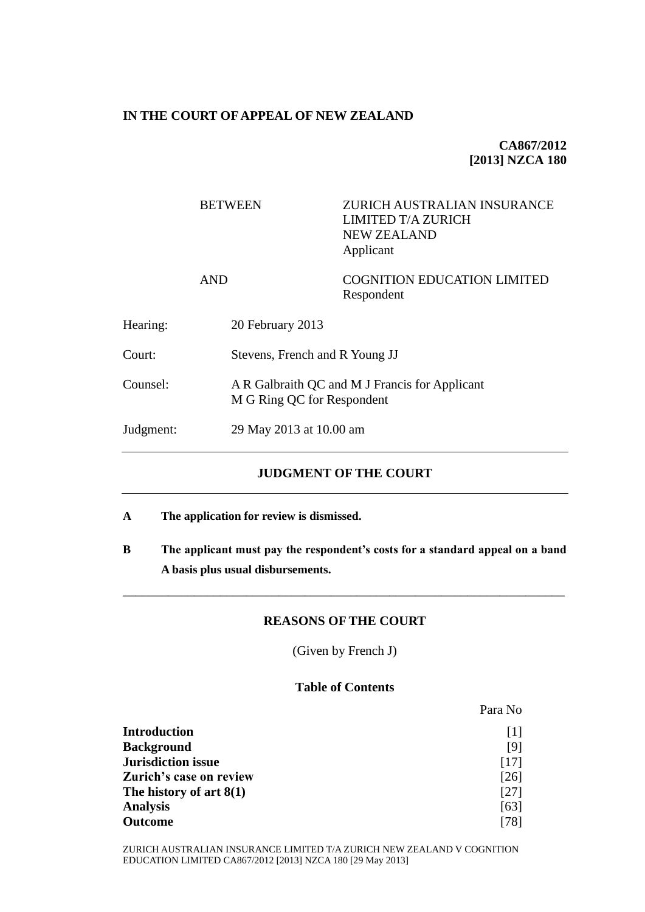**IN THE COURT OF APPEAL OF NEW ZEALAND**

**CA867/2012**
**[2013] NZCA 180**

| | | |
|---|---|---|
| BETWEEN | | ZURICH AUSTRALIAN INSURANCE LIMITED T/A ZURICH NEW ZEALAND<br>Applicant |
| AND | | COGNITION EDUCATION LIMITED<br>Respondent |

| | |
|---|---|
| Hearing: | 20 February 2013 |
| Court: | Stevens, French and R Young JJ |
| Counsel: | A R Galbraith QC and M J Francis for Applicant<br>M G Ring QC for Respondent |
| Judgment: | 29 May 2013 at 10.00 am |

## JUDGMENT OF THE COURT

**A The application for review is dismissed.**

**B The applicant must pay the respondent's costs for a standard appeal on a band A basis plus usual disbursements.**

## REASONS OF THE COURT

(Given by French J)

### Table of Contents

| | Para No |
|---|---|
| **Introduction** | [1] |
| **Background** | [9] |
| **Jurisdiction issue** | [17] |
| **Zurich's case on review** | [26] |
| **The history of art 8(1)** | [27] |
| **Analysis** | [63] |
| **Outcome** | [78] |

ZURICH AUSTRALIAN INSURANCE LIMITED T/A ZURICH NEW ZEALAND V COGNITION EDUCATION LIMITED CA867/2012 [2013] NZCA 180 [29 May 2013]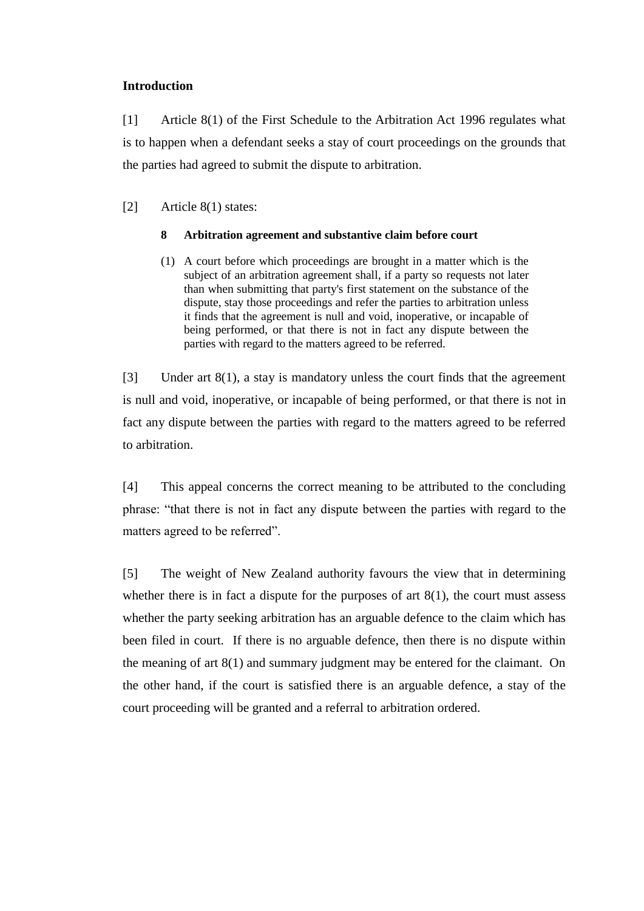## Introduction

[1] Article 8(1) of the First Schedule to the Arbitration Act 1996 regulates what is to happen when a defendant seeks a stay of court proceedings on the grounds that the parties had agreed to submit the dispute to arbitration.

[2] Article 8(1) states:

> **8 Arbitration agreement and substantive claim before court**
>
> (1) A court before which proceedings are brought in a matter which is the subject of an arbitration agreement shall, if a party so requests not later than when submitting that party's first statement on the substance of the dispute, stay those proceedings and refer the parties to arbitration unless it finds that the agreement is null and void, inoperative, or incapable of being performed, or that there is not in fact any dispute between the parties with regard to the matters agreed to be referred.

[3] Under art 8(1), a stay is mandatory unless the court finds that the agreement is null and void, inoperative, or incapable of being performed, or that there is not in fact any dispute between the parties with regard to the matters agreed to be referred to arbitration.

[4] This appeal concerns the correct meaning to be attributed to the concluding phrase: "that there is not in fact any dispute between the parties with regard to the matters agreed to be referred".

[5] The weight of New Zealand authority favours the view that in determining whether there is in fact a dispute for the purposes of art 8(1), the court must assess whether the party seeking arbitration has an arguable defence to the claim which has been filed in court. If there is no arguable defence, then there is no dispute within the meaning of art 8(1) and summary judgment may be entered for the claimant. On the other hand, if the court is satisfied there is an arguable defence, a stay of the court proceeding will be granted and a referral to arbitration ordered.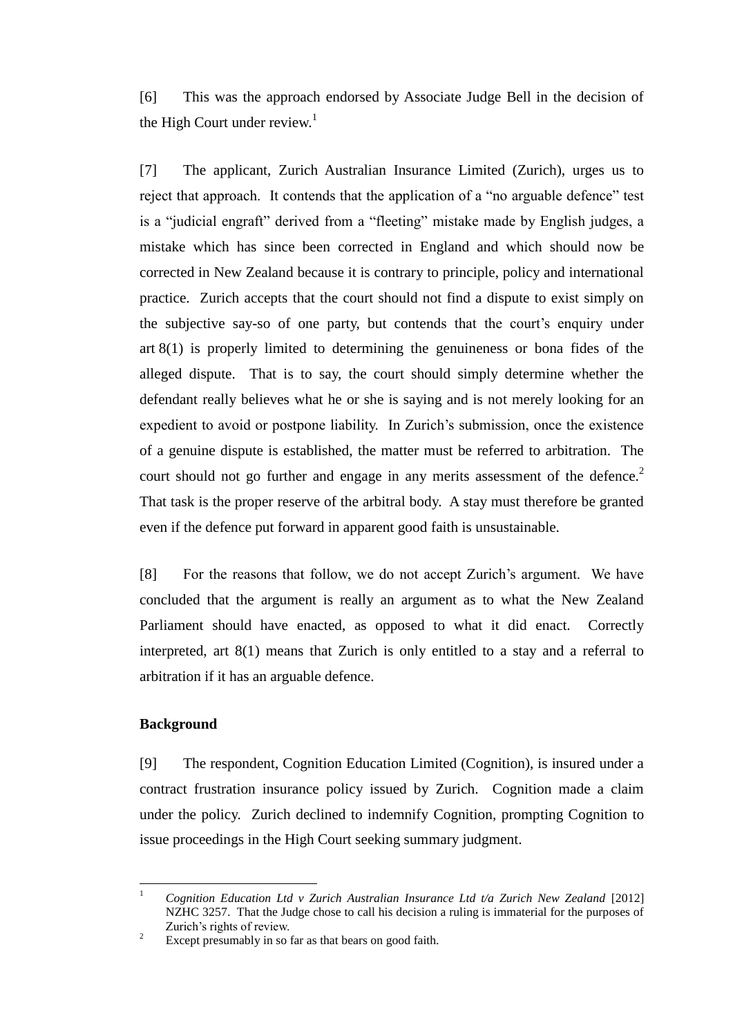[6] This was the approach endorsed by Associate Judge Bell in the decision of the High Court under review.[1]

[7] The applicant, Zurich Australian Insurance Limited (Zurich), urges us to reject that approach. It contends that the application of a "no arguable defence" test is a "judicial engraft" derived from a "fleeting" mistake made by English judges, a mistake which has since been corrected in England and which should now be corrected in New Zealand because it is contrary to principle, policy and international practice. Zurich accepts that the court should not find a dispute to exist simply on the subjective say-so of one party, but contends that the court's enquiry under art 8(1) is properly limited to determining the genuineness or bona fides of the alleged dispute. That is to say, the court should simply determine whether the defendant really believes what he or she is saying and is not merely looking for an expedient to avoid or postpone liability. In Zurich's submission, once the existence of a genuine dispute is established, the matter must be referred to arbitration. The court should not go further and engage in any merits assessment of the defence.[2] That task is the proper reserve of the arbitral body. A stay must therefore be granted even if the defence put forward in apparent good faith is unsustainable.

[8] For the reasons that follow, we do not accept Zurich's argument. We have concluded that the argument is really an argument as to what the New Zealand Parliament should have enacted, as opposed to what it did enact. Correctly interpreted, art 8(1) means that Zurich is only entitled to a stay and a referral to arbitration if it has an arguable defence.

**Background**

[9] The respondent, Cognition Education Limited (Cognition), is insured under a contract frustration insurance policy issued by Zurich. Cognition made a claim under the policy. Zurich declined to indemnify Cognition, prompting Cognition to issue proceedings in the High Court seeking summary judgment.

---

[1] *Cognition Education Ltd v Zurich Australian Insurance Ltd t/a Zurich New Zealand* [2012] NZHC 3257. That the Judge chose to call his decision a ruling is immaterial for the purposes of Zurich's rights of review.

[2] Except presumably in so far as that bears on good faith.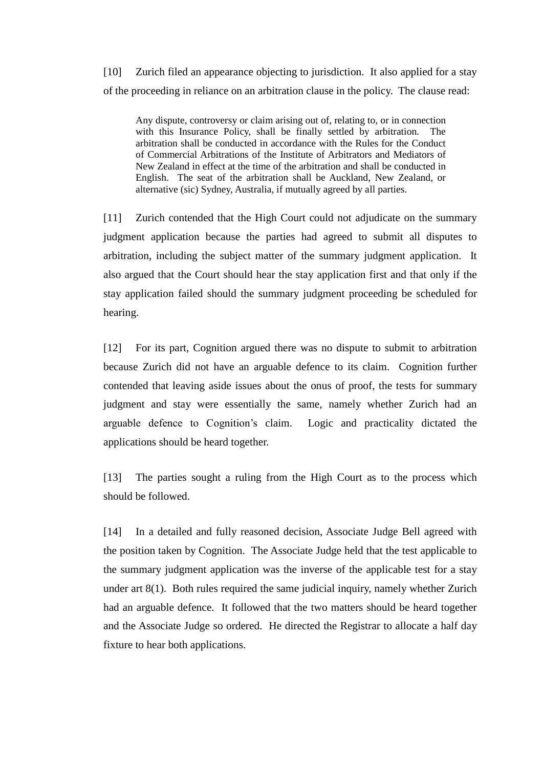[10] Zurich filed an appearance objecting to jurisdiction. It also applied for a stay of the proceeding in reliance on an arbitration clause in the policy. The clause read:

> Any dispute, controversy or claim arising out of, relating to, or in connection with this Insurance Policy, shall be finally settled by arbitration. The arbitration shall be conducted in accordance with the Rules for the Conduct of Commercial Arbitrations of the Institute of Arbitrators and Mediators of New Zealand in effect at the time of the arbitration and shall be conducted in English. The seat of the arbitration shall be Auckland, New Zealand, or alternative (sic) Sydney, Australia, if mutually agreed by all parties.

[11] Zurich contended that the High Court could not adjudicate on the summary judgment application because the parties had agreed to submit all disputes to arbitration, including the subject matter of the summary judgment application. It also argued that the Court should hear the stay application first and that only if the stay application failed should the summary judgment proceeding be scheduled for hearing.

[12] For its part, Cognition argued there was no dispute to submit to arbitration because Zurich did not have an arguable defence to its claim. Cognition further contended that leaving aside issues about the onus of proof, the tests for summary judgment and stay were essentially the same, namely whether Zurich had an arguable defence to Cognition's claim. Logic and practicality dictated the applications should be heard together.

[13] The parties sought a ruling from the High Court as to the process which should be followed.

[14] In a detailed and fully reasoned decision, Associate Judge Bell agreed with the position taken by Cognition. The Associate Judge held that the test applicable to the summary judgment application was the inverse of the applicable test for a stay under art 8(1). Both rules required the same judicial inquiry, namely whether Zurich had an arguable defence. It followed that the two matters should be heard together and the Associate Judge so ordered. He directed the Registrar to allocate a half day fixture to hear both applications.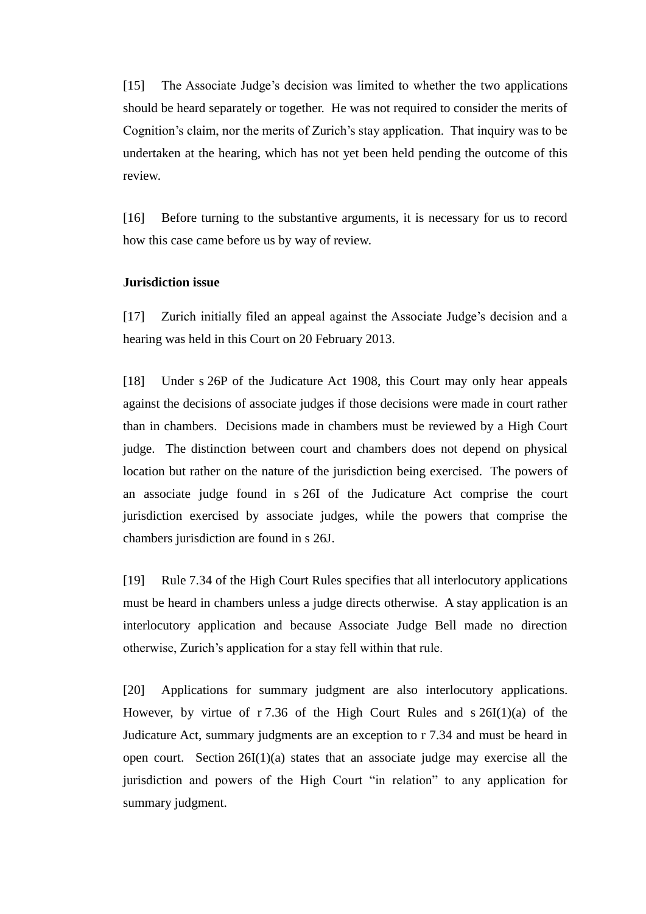[15] The Associate Judge's decision was limited to whether the two applications should be heard separately or together. He was not required to consider the merits of Cognition's claim, nor the merits of Zurich's stay application. That inquiry was to be undertaken at the hearing, which has not yet been held pending the outcome of this review.

[16] Before turning to the substantive arguments, it is necessary for us to record how this case came before us by way of review.

**Jurisdiction issue**

[17] Zurich initially filed an appeal against the Associate Judge's decision and a hearing was held in this Court on 20 February 2013.

[18] Under s 26P of the Judicature Act 1908, this Court may only hear appeals against the decisions of associate judges if those decisions were made in court rather than in chambers. Decisions made in chambers must be reviewed by a High Court judge. The distinction between court and chambers does not depend on physical location but rather on the nature of the jurisdiction being exercised. The powers of an associate judge found in s 26I of the Judicature Act comprise the court jurisdiction exercised by associate judges, while the powers that comprise the chambers jurisdiction are found in s 26J.

[19] Rule 7.34 of the High Court Rules specifies that all interlocutory applications must be heard in chambers unless a judge directs otherwise. A stay application is an interlocutory application and because Associate Judge Bell made no direction otherwise, Zurich's application for a stay fell within that rule.

[20] Applications for summary judgment are also interlocutory applications. However, by virtue of r 7.36 of the High Court Rules and s 26I(1)(a) of the Judicature Act, summary judgments are an exception to r 7.34 and must be heard in open court. Section 26I(1)(a) states that an associate judge may exercise all the jurisdiction and powers of the High Court "in relation" to any application for summary judgment.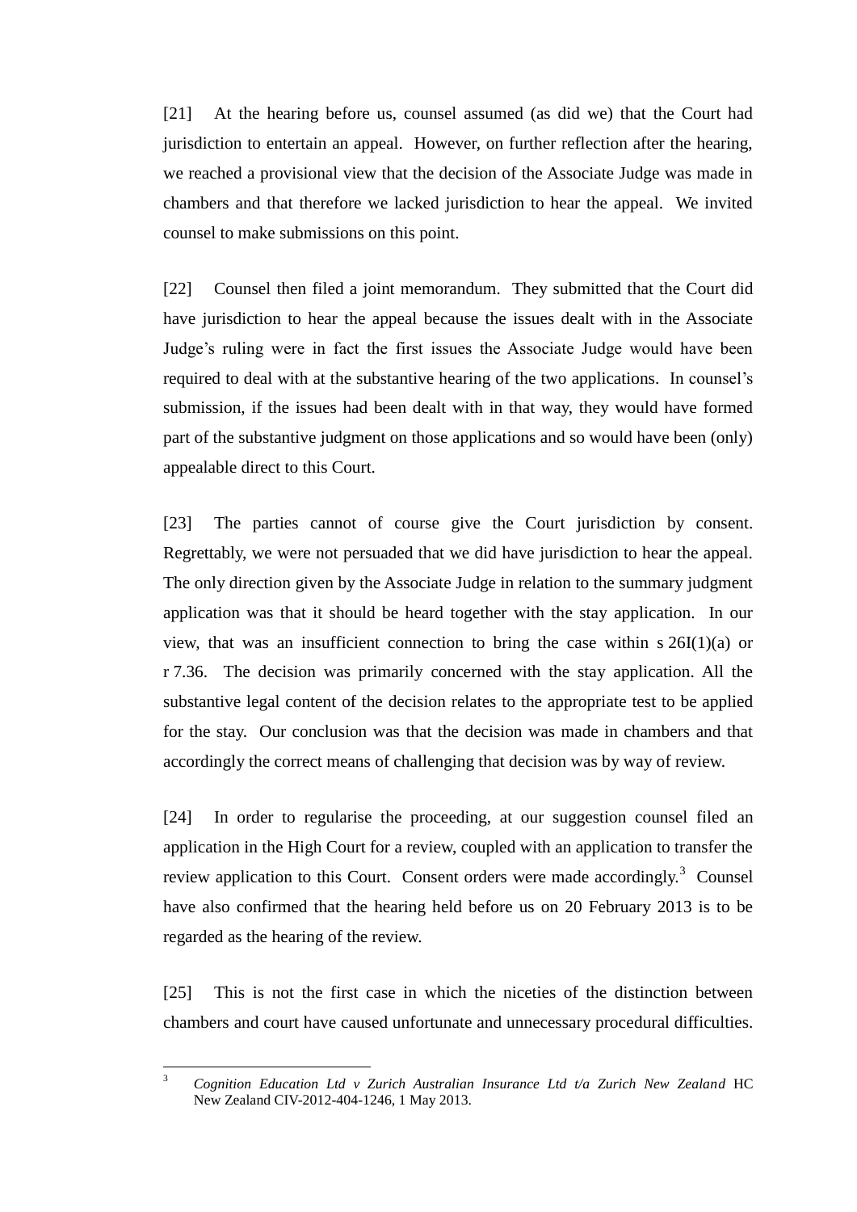[21] At the hearing before us, counsel assumed (as did we) that the Court had jurisdiction to entertain an appeal. However, on further reflection after the hearing, we reached a provisional view that the decision of the Associate Judge was made in chambers and that therefore we lacked jurisdiction to hear the appeal. We invited counsel to make submissions on this point.

[22] Counsel then filed a joint memorandum. They submitted that the Court did have jurisdiction to hear the appeal because the issues dealt with in the Associate Judge's ruling were in fact the first issues the Associate Judge would have been required to deal with at the substantive hearing of the two applications. In counsel's submission, if the issues had been dealt with in that way, they would have formed part of the substantive judgment on those applications and so would have been (only) appealable direct to this Court.

[23] The parties cannot of course give the Court jurisdiction by consent. Regrettably, we were not persuaded that we did have jurisdiction to hear the appeal. The only direction given by the Associate Judge in relation to the summary judgment application was that it should be heard together with the stay application. In our view, that was an insufficient connection to bring the case within s 26I(1)(a) or r 7.36. The decision was primarily concerned with the stay application. All the substantive legal content of the decision relates to the appropriate test to be applied for the stay. Our conclusion was that the decision was made in chambers and that accordingly the correct means of challenging that decision was by way of review.

[24] In order to regularise the proceeding, at our suggestion counsel filed an application in the High Court for a review, coupled with an application to transfer the review application to this Court. Consent orders were made accordingly.[3] Counsel have also confirmed that the hearing held before us on 20 February 2013 is to be regarded as the hearing of the review.

[25] This is not the first case in which the niceties of the distinction between chambers and court have caused unfortunate and unnecessary procedural difficulties.

---

[3] *Cognition Education Ltd v Zurich Australian Insurance Ltd t/a Zurich New Zealand* HC New Zealand CIV-2012-404-1246, 1 May 2013.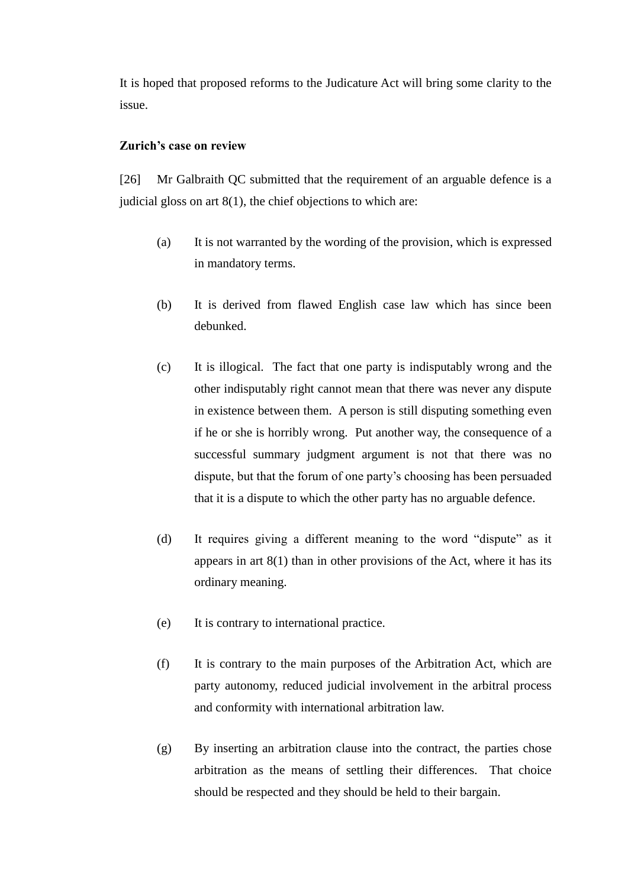It is hoped that proposed reforms to the Judicature Act will bring some clarity to the issue.

**Zurich's case on review**

[26] Mr Galbraith QC submitted that the requirement of an arguable defence is a judicial gloss on art 8(1), the chief objections to which are:

(a) It is not warranted by the wording of the provision, which is expressed in mandatory terms.

(b) It is derived from flawed English case law which has since been debunked.

(c) It is illogical. The fact that one party is indisputably wrong and the other indisputably right cannot mean that there was never any dispute in existence between them. A person is still disputing something even if he or she is horribly wrong. Put another way, the consequence of a successful summary judgment argument is not that there was no dispute, but that the forum of one party's choosing has been persuaded that it is a dispute to which the other party has no arguable defence.

(d) It requires giving a different meaning to the word "dispute" as it appears in art 8(1) than in other provisions of the Act, where it has its ordinary meaning.

(e) It is contrary to international practice.

(f) It is contrary to the main purposes of the Arbitration Act, which are party autonomy, reduced judicial involvement in the arbitral process and conformity with international arbitration law.

(g) By inserting an arbitration clause into the contract, the parties chose arbitration as the means of settling their differences. That choice should be respected and they should be held to their bargain.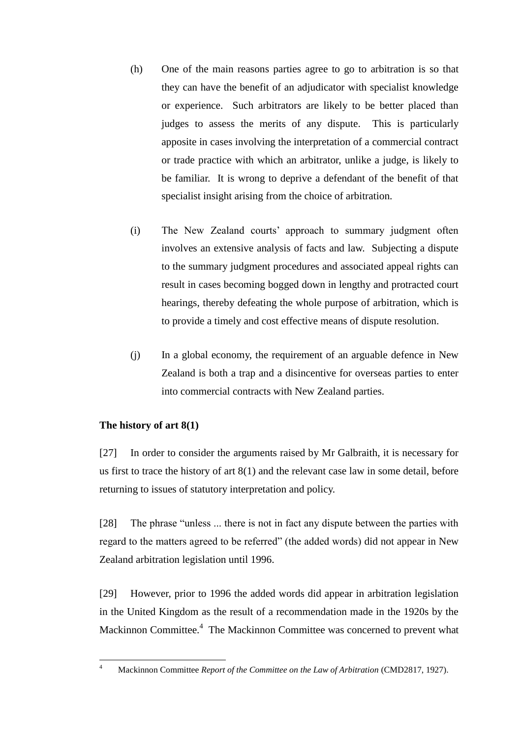(h) One of the main reasons parties agree to go to arbitration is so that they can have the benefit of an adjudicator with specialist knowledge or experience. Such arbitrators are likely to be better placed than judges to assess the merits of any dispute. This is particularly apposite in cases involving the interpretation of a commercial contract or trade practice with which an arbitrator, unlike a judge, is likely to be familiar. It is wrong to deprive a defendant of the benefit of that specialist insight arising from the choice of arbitration.

(i) The New Zealand courts' approach to summary judgment often involves an extensive analysis of facts and law. Subjecting a dispute to the summary judgment procedures and associated appeal rights can result in cases becoming bogged down in lengthy and protracted court hearings, thereby defeating the whole purpose of arbitration, which is to provide a timely and cost effective means of dispute resolution.

(j) In a global economy, the requirement of an arguable defence in New Zealand is both a trap and a disincentive for overseas parties to enter into commercial contracts with New Zealand parties.

**The history of art 8(1)**

[27] In order to consider the arguments raised by Mr Galbraith, it is necessary for us first to trace the history of art 8(1) and the relevant case law in some detail, before returning to issues of statutory interpretation and policy.

[28] The phrase "unless ... there is not in fact any dispute between the parties with regard to the matters agreed to be referred" (the added words) did not appear in New Zealand arbitration legislation until 1996.

[29] However, prior to 1996 the added words did appear in arbitration legislation in the United Kingdom as the result of a recommendation made in the 1920s by the Mackinnon Committee.[4] The Mackinnon Committee was concerned to prevent what

[4] Mackinnon Committee *Report of the Committee on the Law of Arbitration* (CMD2817, 1927).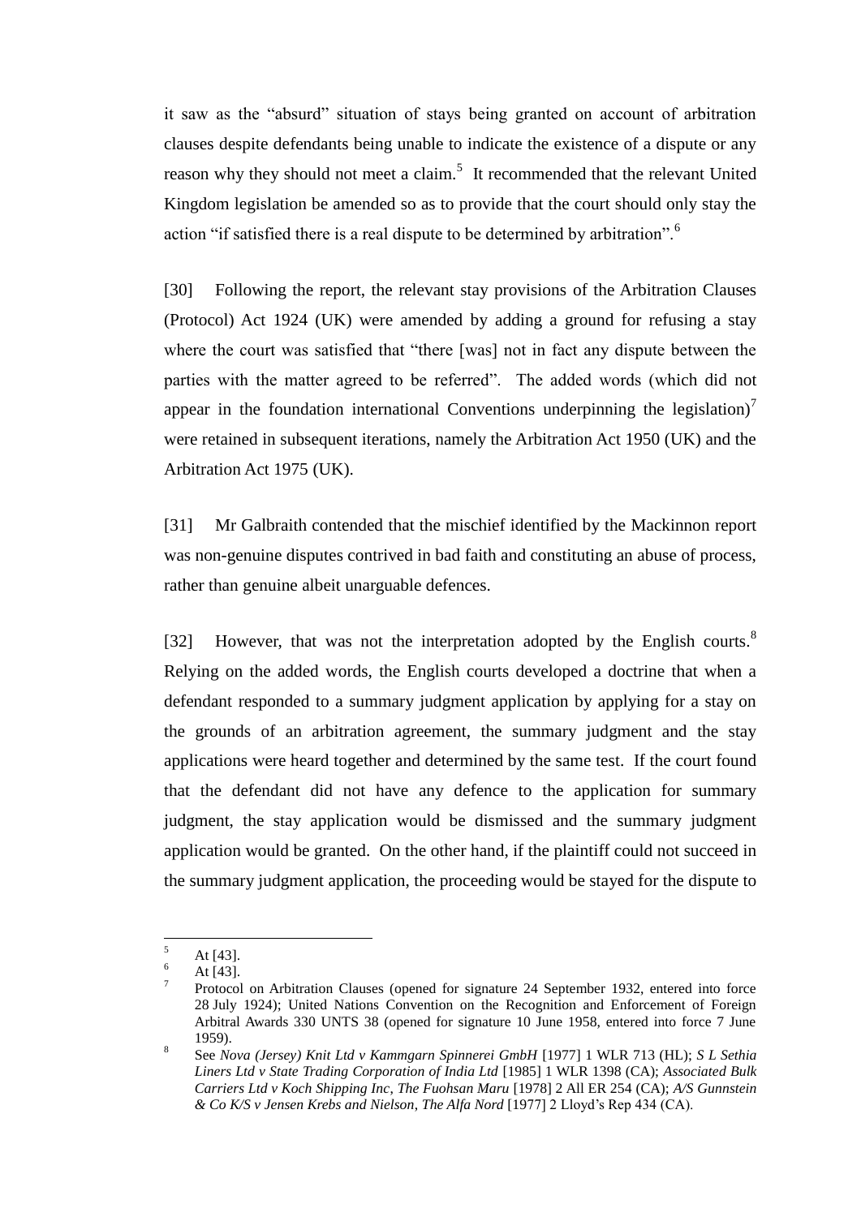it saw as the "absurd" situation of stays being granted on account of arbitration clauses despite defendants being unable to indicate the existence of a dispute or any reason why they should not meet a claim.[5] It recommended that the relevant United Kingdom legislation be amended so as to provide that the court should only stay the action "if satisfied there is a real dispute to be determined by arbitration".[6]

[30] Following the report, the relevant stay provisions of the Arbitration Clauses (Protocol) Act 1924 (UK) were amended by adding a ground for refusing a stay where the court was satisfied that "there [was] not in fact any dispute between the parties with the matter agreed to be referred". The added words (which did not appear in the foundation international Conventions underpinning the legislation)[7] were retained in subsequent iterations, namely the Arbitration Act 1950 (UK) and the Arbitration Act 1975 (UK).

[31] Mr Galbraith contended that the mischief identified by the Mackinnon report was non-genuine disputes contrived in bad faith and constituting an abuse of process, rather than genuine albeit unarguable defences.

[32] However, that was not the interpretation adopted by the English courts.[8] Relying on the added words, the English courts developed a doctrine that when a defendant responded to a summary judgment application by applying for a stay on the grounds of an arbitration agreement, the summary judgment and the stay applications were heard together and determined by the same test. If the court found that the defendant did not have any defence to the application for summary judgment, the stay application would be dismissed and the summary judgment application would be granted. On the other hand, if the plaintiff could not succeed in the summary judgment application, the proceeding would be stayed for the dispute to

---

[5] At [43].

[6] At [43].

[7] Protocol on Arbitration Clauses (opened for signature 24 September 1932, entered into force 28 July 1924); United Nations Convention on the Recognition and Enforcement of Foreign Arbitral Awards 330 UNTS 38 (opened for signature 10 June 1958, entered into force 7 June 1959).

[8] See *Nova (Jersey) Knit Ltd v Kammgarn Spinnerei GmbH* [1977] 1 WLR 713 (HL); *S L Sethia Liners Ltd v State Trading Corporation of India Ltd* [1985] 1 WLR 1398 (CA); *Associated Bulk Carriers Ltd v Koch Shipping Inc, The Fuohsan Maru* [1978] 2 All ER 254 (CA); *A/S Gunnstein & Co K/S v Jensen Krebs and Nielson, The Alfa Nord* [1977] 2 Lloyd's Rep 434 (CA).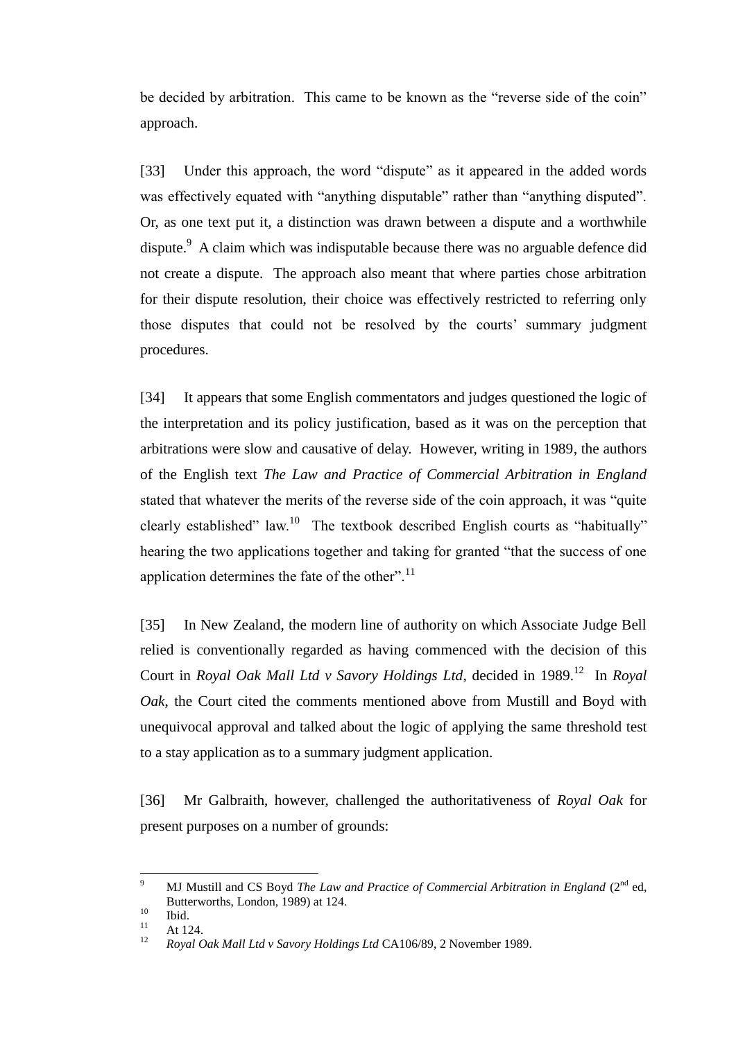be decided by arbitration. This came to be known as the "reverse side of the coin" approach.

[33] Under this approach, the word "dispute" as it appeared in the added words was effectively equated with "anything disputable" rather than "anything disputed". Or, as one text put it, a distinction was drawn between a dispute and a worthwhile dispute.[9] A claim which was indisputable because there was no arguable defence did not create a dispute. The approach also meant that where parties chose arbitration for their dispute resolution, their choice was effectively restricted to referring only those disputes that could not be resolved by the courts' summary judgment procedures.

[34] It appears that some English commentators and judges questioned the logic of the interpretation and its policy justification, based as it was on the perception that arbitrations were slow and causative of delay. However, writing in 1989, the authors of the English text *The Law and Practice of Commercial Arbitration in England* stated that whatever the merits of the reverse side of the coin approach, it was "quite clearly established" law.[10] The textbook described English courts as "habitually" hearing the two applications together and taking for granted "that the success of one application determines the fate of the other".[11]

[35] In New Zealand, the modern line of authority on which Associate Judge Bell relied is conventionally regarded as having commenced with the decision of this Court in *Royal Oak Mall Ltd v Savory Holdings Ltd*, decided in 1989.[12] In *Royal Oak*, the Court cited the comments mentioned above from Mustill and Boyd with unequivocal approval and talked about the logic of applying the same threshold test to a stay application as to a summary judgment application.

[36] Mr Galbraith, however, challenged the authoritativeness of *Royal Oak* for present purposes on a number of grounds:

---

[9] MJ Mustill and CS Boyd *The Law and Practice of Commercial Arbitration in England* (2nd ed, Butterworths, London, 1989) at 124.

[10] Ibid.

[11] At 124.

[12] *Royal Oak Mall Ltd v Savory Holdings Ltd* CA106/89, 2 November 1989.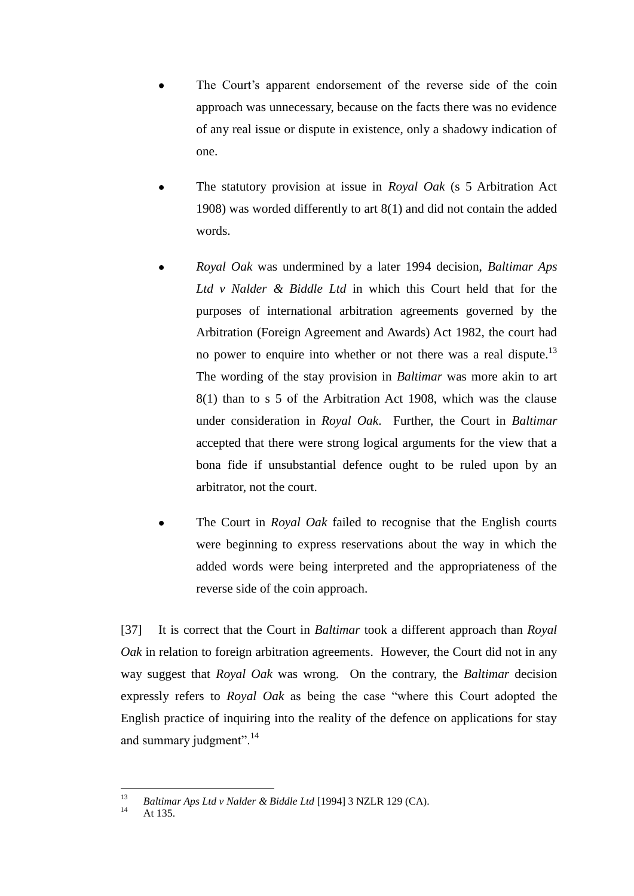- The Court's apparent endorsement of the reverse side of the coin approach was unnecessary, because on the facts there was no evidence of any real issue or dispute in existence, only a shadowy indication of one.

- The statutory provision at issue in *Royal Oak* (s 5 Arbitration Act 1908) was worded differently to art 8(1) and did not contain the added words.

- *Royal Oak* was undermined by a later 1994 decision, *Baltimar Aps Ltd v Nalder & Biddle Ltd* in which this Court held that for the purposes of international arbitration agreements governed by the Arbitration (Foreign Agreement and Awards) Act 1982, the court had no power to enquire into whether or not there was a real dispute.[13] The wording of the stay provision in *Baltimar* was more akin to art 8(1) than to s 5 of the Arbitration Act 1908, which was the clause under consideration in *Royal Oak*. Further, the Court in *Baltimar* accepted that there were strong logical arguments for the view that a bona fide if unsubstantial defence ought to be ruled upon by an arbitrator, not the court.

- The Court in *Royal Oak* failed to recognise that the English courts were beginning to express reservations about the way in which the added words were being interpreted and the appropriateness of the reverse side of the coin approach.

[37] It is correct that the Court in *Baltimar* took a different approach than *Royal Oak* in relation to foreign arbitration agreements. However, the Court did not in any way suggest that *Royal Oak* was wrong. On the contrary, the *Baltimar* decision expressly refers to *Royal Oak* as being the case "where this Court adopted the English practice of inquiring into the reality of the defence on applications for stay and summary judgment".[14]

---

[13] *Baltimar Aps Ltd v Nalder & Biddle Ltd* [1994] 3 NZLR 129 (CA).

[14] At 135.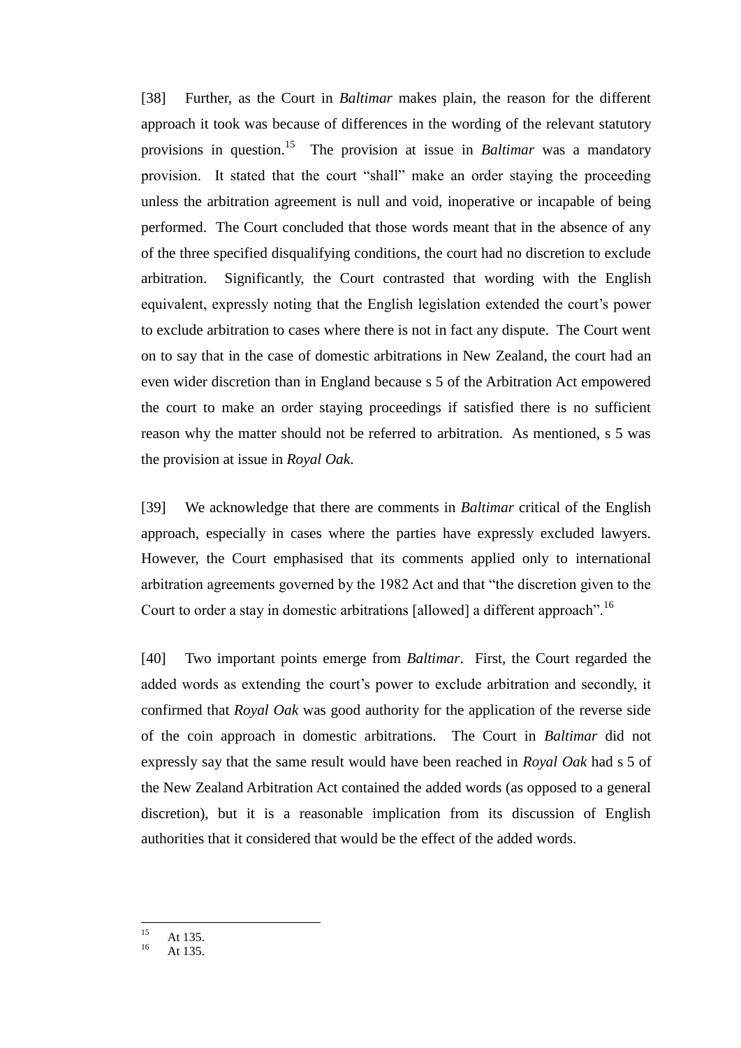[38] Further, as the Court in *Baltimar* makes plain, the reason for the different approach it took was because of differences in the wording of the relevant statutory provisions in question.[15] The provision at issue in *Baltimar* was a mandatory provision. It stated that the court "shall" make an order staying the proceeding unless the arbitration agreement is null and void, inoperative or incapable of being performed. The Court concluded that those words meant that in the absence of any of the three specified disqualifying conditions, the court had no discretion to exclude arbitration. Significantly, the Court contrasted that wording with the English equivalent, expressly noting that the English legislation extended the court's power to exclude arbitration to cases where there is not in fact any dispute. The Court went on to say that in the case of domestic arbitrations in New Zealand, the court had an even wider discretion than in England because s 5 of the Arbitration Act empowered the court to make an order staying proceedings if satisfied there is no sufficient reason why the matter should not be referred to arbitration. As mentioned, s 5 was the provision at issue in *Royal Oak*.

[39] We acknowledge that there are comments in *Baltimar* critical of the English approach, especially in cases where the parties have expressly excluded lawyers. However, the Court emphasised that its comments applied only to international arbitration agreements governed by the 1982 Act and that "the discretion given to the Court to order a stay in domestic arbitrations [allowed] a different approach".[16]

[40] Two important points emerge from *Baltimar*. First, the Court regarded the added words as extending the court's power to exclude arbitration and secondly, it confirmed that *Royal Oak* was good authority for the application of the reverse side of the coin approach in domestic arbitrations. The Court in *Baltimar* did not expressly say that the same result would have been reached in *Royal Oak* had s 5 of the New Zealand Arbitration Act contained the added words (as opposed to a general discretion), but it is a reasonable implication from its discussion of English authorities that it considered that would be the effect of the added words.

---

[15] At 135.

[16] At 135.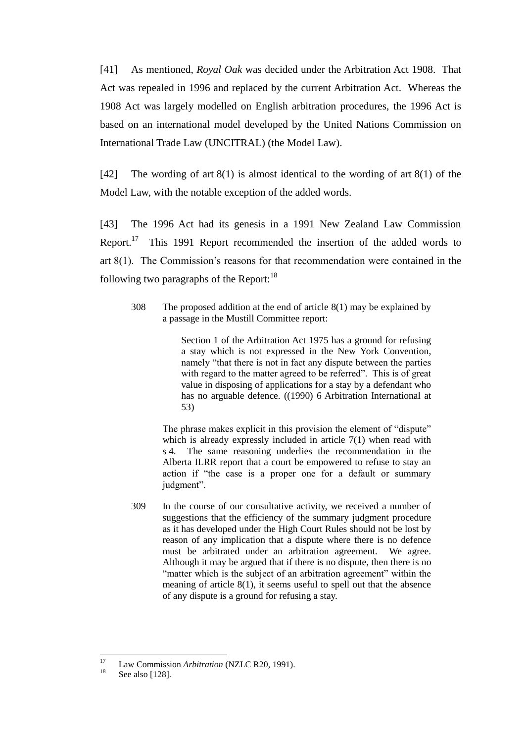[41] As mentioned, *Royal Oak* was decided under the Arbitration Act 1908. That Act was repealed in 1996 and replaced by the current Arbitration Act. Whereas the 1908 Act was largely modelled on English arbitration procedures, the 1996 Act is based on an international model developed by the United Nations Commission on International Trade Law (UNCITRAL) (the Model Law).

[42] The wording of art 8(1) is almost identical to the wording of art 8(1) of the Model Law, with the notable exception of the added words.

[43] The 1996 Act had its genesis in a 1991 New Zealand Law Commission Report.[17] This 1991 Report recommended the insertion of the added words to art 8(1). The Commission's reasons for that recommendation were contained in the following two paragraphs of the Report:[18]

> 308 The proposed addition at the end of article 8(1) may be explained by a passage in the Mustill Committee report:
>
> > Section 1 of the Arbitration Act 1975 has a ground for refusing a stay which is not expressed in the New York Convention, namely "that there is not in fact any dispute between the parties with regard to the matter agreed to be referred". This is of great value in disposing of applications for a stay by a defendant who has no arguable defence. ((1990) 6 Arbitration International at 53)
>
> The phrase makes explicit in this provision the element of "dispute" which is already expressly included in article 7(1) when read with s 4. The same reasoning underlies the recommendation in the Alberta ILRR report that a court be empowered to refuse to stay an action if "the case is a proper one for a default or summary judgment".
>
> 309 In the course of our consultative activity, we received a number of suggestions that the efficiency of the summary judgment procedure as it has developed under the High Court Rules should not be lost by reason of any implication that a dispute where there is no defence must be arbitrated under an arbitration agreement. We agree. Although it may be argued that if there is no dispute, then there is no "matter which is the subject of an arbitration agreement" within the meaning of article 8(1), it seems useful to spell out that the absence of any dispute is a ground for refusing a stay.

---

[17] Law Commission *Arbitration* (NZLC R20, 1991).

[18] See also [128].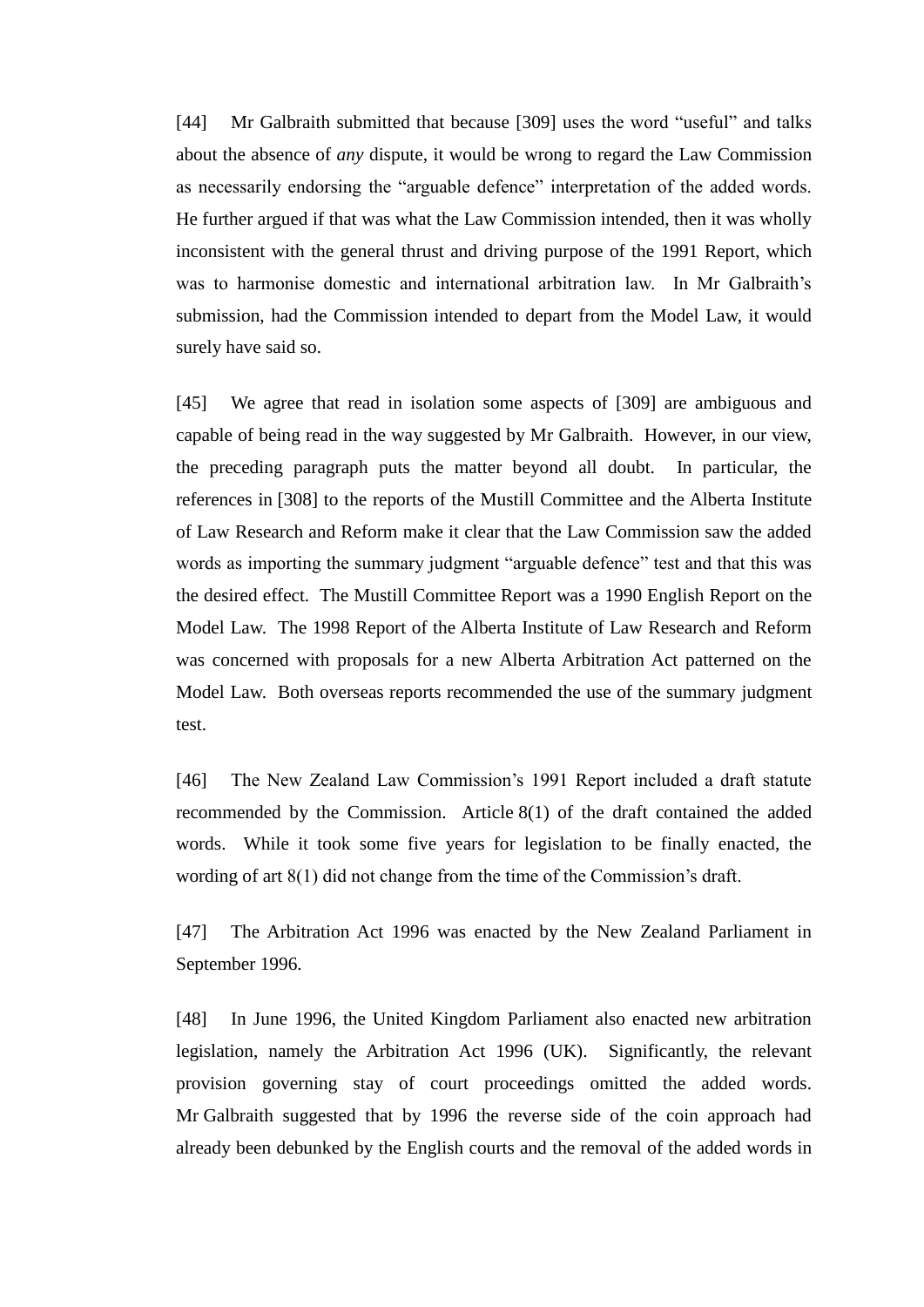[44] Mr Galbraith submitted that because [309] uses the word “useful” and talks about the absence of *any* dispute, it would be wrong to regard the Law Commission as necessarily endorsing the “arguable defence” interpretation of the added words. He further argued if that was what the Law Commission intended, then it was wholly inconsistent with the general thrust and driving purpose of the 1991 Report, which was to harmonise domestic and international arbitration law. In Mr Galbraith’s submission, had the Commission intended to depart from the Model Law, it would surely have said so.

[45] We agree that read in isolation some aspects of [309] are ambiguous and capable of being read in the way suggested by Mr Galbraith. However, in our view, the preceding paragraph puts the matter beyond all doubt. In particular, the references in [308] to the reports of the Mustill Committee and the Alberta Institute of Law Research and Reform make it clear that the Law Commission saw the added words as importing the summary judgment “arguable defence” test and that this was the desired effect. The Mustill Committee Report was a 1990 English Report on the Model Law. The 1998 Report of the Alberta Institute of Law Research and Reform was concerned with proposals for a new Alberta Arbitration Act patterned on the Model Law. Both overseas reports recommended the use of the summary judgment test.

[46] The New Zealand Law Commission’s 1991 Report included a draft statute recommended by the Commission. Article 8(1) of the draft contained the added words. While it took some five years for legislation to be finally enacted, the wording of art 8(1) did not change from the time of the Commission’s draft.

[47] The Arbitration Act 1996 was enacted by the New Zealand Parliament in September 1996.

[48] In June 1996, the United Kingdom Parliament also enacted new arbitration legislation, namely the Arbitration Act 1996 (UK). Significantly, the relevant provision governing stay of court proceedings omitted the added words. Mr Galbraith suggested that by 1996 the reverse side of the coin approach had already been debunked by the English courts and the removal of the added words in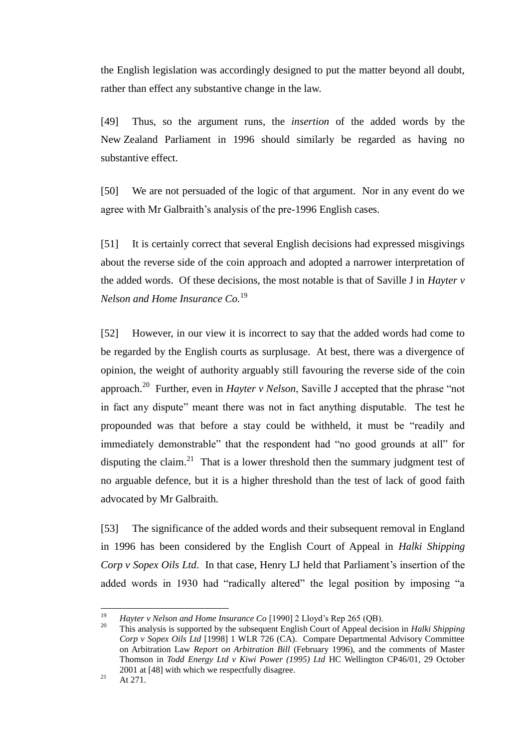the English legislation was accordingly designed to put the matter beyond all doubt, rather than effect any substantive change in the law.

[49] Thus, so the argument runs, the *insertion* of the added words by the New Zealand Parliament in 1996 should similarly be regarded as having no substantive effect.

[50] We are not persuaded of the logic of that argument. Nor in any event do we agree with Mr Galbraith's analysis of the pre-1996 English cases.

[51] It is certainly correct that several English decisions had expressed misgivings about the reverse side of the coin approach and adopted a narrower interpretation of the added words. Of these decisions, the most notable is that of Saville J in *Hayter v Nelson and Home Insurance Co.*[19]

[52] However, in our view it is incorrect to say that the added words had come to be regarded by the English courts as surplusage. At best, there was a divergence of opinion, the weight of authority arguably still favouring the reverse side of the coin approach.[20] Further, even in *Hayter v Nelson*, Saville J accepted that the phrase "not in fact any dispute" meant there was not in fact anything disputable. The test he propounded was that before a stay could be withheld, it must be "readily and immediately demonstrable" that the respondent had "no good grounds at all" for disputing the claim.[21] That is a lower threshold then the summary judgment test of no arguable defence, but it is a higher threshold than the test of lack of good faith advocated by Mr Galbraith.

[53] The significance of the added words and their subsequent removal in England in 1996 has been considered by the English Court of Appeal in *Halki Shipping Corp v Sopex Oils Ltd*. In that case, Henry LJ held that Parliament's insertion of the added words in 1930 had "radically altered" the legal position by imposing "a

---

[19] *Hayter v Nelson and Home Insurance Co* [1990] 2 Lloyd's Rep 265 (QB).

[20] This analysis is supported by the subsequent English Court of Appeal decision in *Halki Shipping Corp v Sopex Oils Ltd* [1998] 1 WLR 726 (CA). Compare Departmental Advisory Committee on Arbitration Law *Report on Arbitration Bill* (February 1996), and the comments of Master Thomson in *Todd Energy Ltd v Kiwi Power (1995) Ltd* HC Wellington CP46/01, 29 October 2001 at [48] with which we respectfully disagree.

[21] At 271.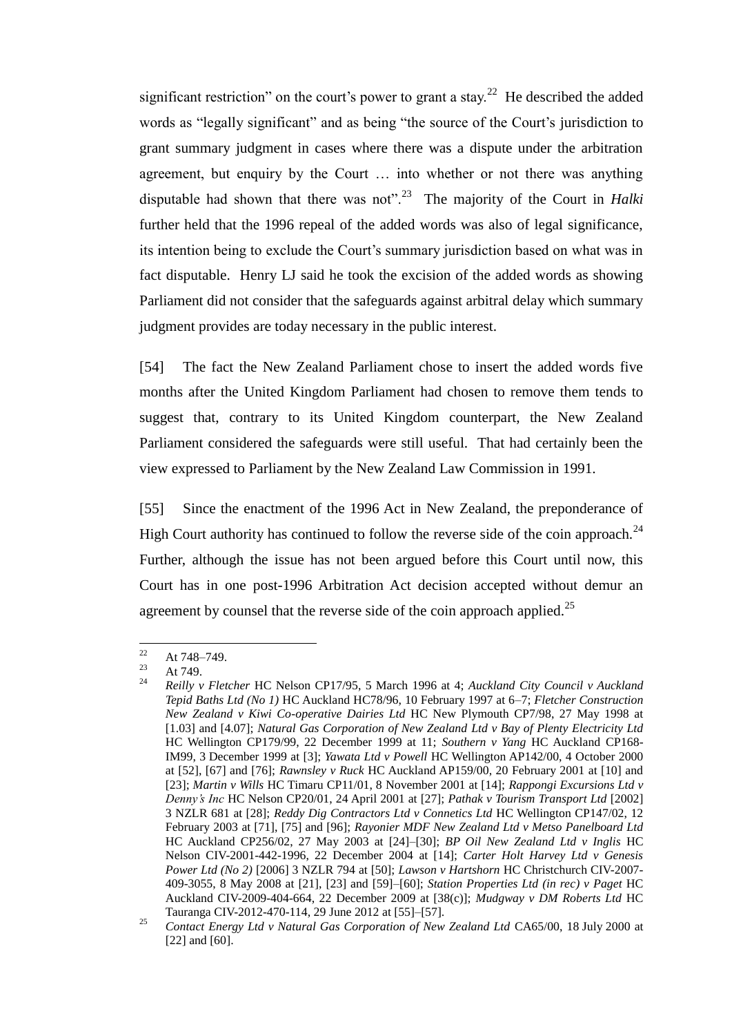significant restriction" on the court's power to grant a stay.[22] He described the added words as "legally significant" and as being "the source of the Court's jurisdiction to grant summary judgment in cases where there was a dispute under the arbitration agreement, but enquiry by the Court … into whether or not there was anything disputable had shown that there was not".[23] The majority of the Court in *Halki* further held that the 1996 repeal of the added words was also of legal significance, its intention being to exclude the Court's summary jurisdiction based on what was in fact disputable. Henry LJ said he took the excision of the added words as showing Parliament did not consider that the safeguards against arbitral delay which summary judgment provides are today necessary in the public interest.

[54] The fact the New Zealand Parliament chose to insert the added words five months after the United Kingdom Parliament had chosen to remove them tends to suggest that, contrary to its United Kingdom counterpart, the New Zealand Parliament considered the safeguards were still useful. That had certainly been the view expressed to Parliament by the New Zealand Law Commission in 1991.

[55] Since the enactment of the 1996 Act in New Zealand, the preponderance of High Court authority has continued to follow the reverse side of the coin approach.[24] Further, although the issue has not been argued before this Court until now, this Court has in one post-1996 Arbitration Act decision accepted without demur an agreement by counsel that the reverse side of the coin approach applied.[25]

---

[22] At 748–749.

[23] At 749.

[24] *Reilly v Fletcher* HC Nelson CP17/95, 5 March 1996 at 4; *Auckland City Council v Auckland Tepid Baths Ltd (No 1)* HC Auckland HC78/96, 10 February 1997 at 6–7; *Fletcher Construction New Zealand v Kiwi Co-operative Dairies Ltd* HC New Plymouth CP7/98, 27 May 1998 at [1.03] and [4.07]; *Natural Gas Corporation of New Zealand Ltd v Bay of Plenty Electricity Ltd* HC Wellington CP179/99, 22 December 1999 at 11; *Southern v Yang* HC Auckland CP168-IM99, 3 December 1999 at [3]; *Yawata Ltd v Powell* HC Wellington AP142/00, 4 October 2000 at [52], [67] and [76]; *Rawnsley v Ruck* HC Auckland AP159/00, 20 February 2001 at [10] and [23]; *Martin v Wills* HC Timaru CP11/01, 8 November 2001 at [14]; *Rappongi Excursions Ltd v Denny's Inc* HC Nelson CP20/01, 24 April 2001 at [27]; *Pathak v Tourism Transport Ltd* [2002] 3 NZLR 681 at [28]; *Reddy Dig Contractors Ltd v Connetics Ltd* HC Wellington CP147/02, 12 February 2003 at [71], [75] and [96]; *Rayonier MDF New Zealand Ltd v Metso Panelboard Ltd* HC Auckland CP256/02, 27 May 2003 at [24]–[30]; *BP Oil New Zealand Ltd v Inglis* HC Nelson CIV-2001-442-1996, 22 December 2004 at [14]; *Carter Holt Harvey Ltd v Genesis Power Ltd (No 2)* [2006] 3 NZLR 794 at [50]; *Lawson v Hartshorn* HC Christchurch CIV-2007-409-3055, 8 May 2008 at [21], [23] and [59]–[60]; *Station Properties Ltd (in rec) v Paget* HC Auckland CIV-2009-404-664, 22 December 2009 at [38(c)]; *Mudgway v DM Roberts Ltd* HC Tauranga CIV-2012-470-114, 29 June 2012 at [55]–[57].

[25] *Contact Energy Ltd v Natural Gas Corporation of New Zealand Ltd* CA65/00, 18 July 2000 at [22] and [60].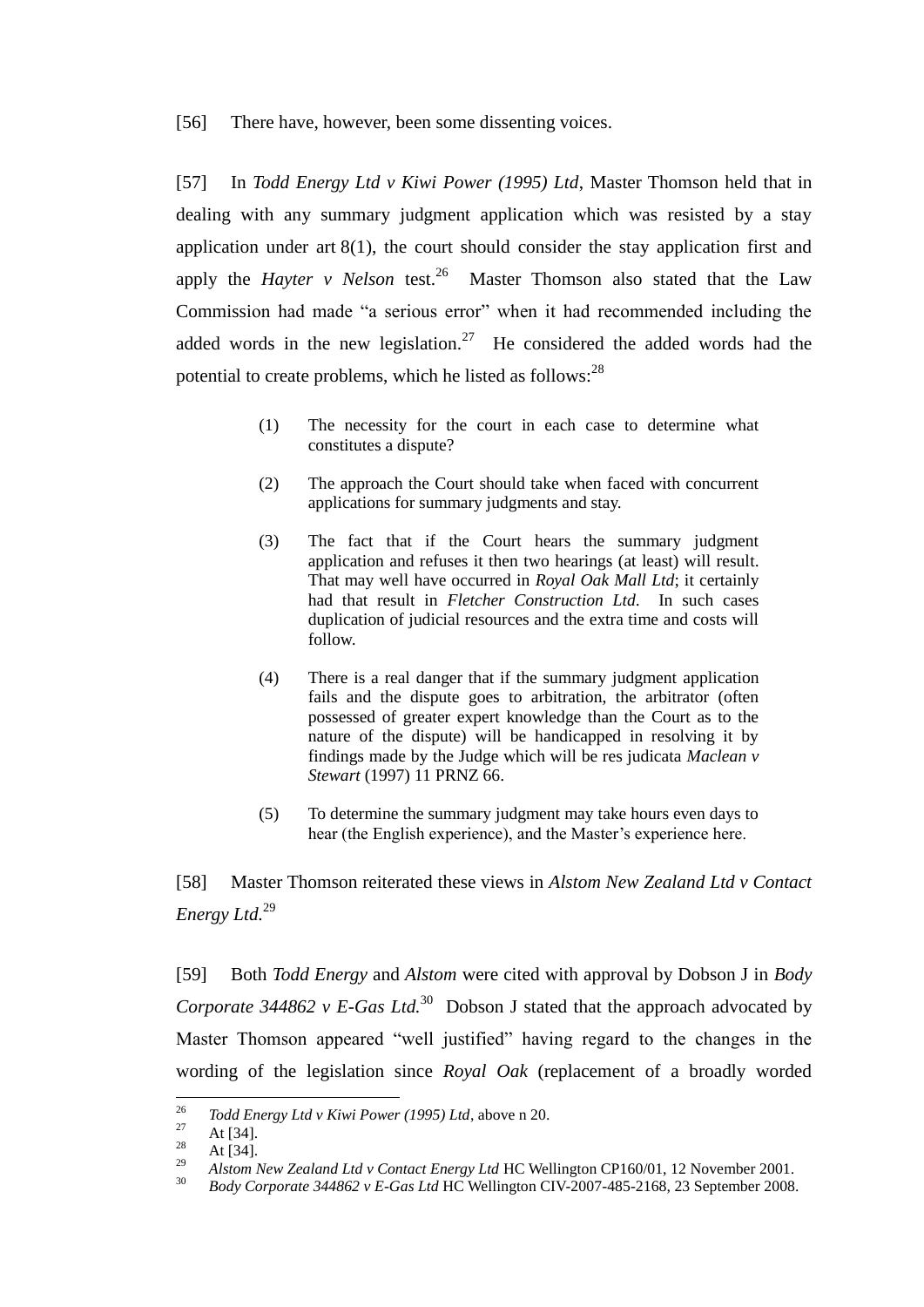[56] There have, however, been some dissenting voices.

[57] In *Todd Energy Ltd v Kiwi Power (1995) Ltd*, Master Thomson held that in dealing with any summary judgment application which was resisted by a stay application under art 8(1), the court should consider the stay application first and apply the *Hayter v Nelson* test.[26] Master Thomson also stated that the Law Commission had made "a serious error" when it had recommended including the added words in the new legislation.[27] He considered the added words had the potential to create problems, which he listed as follows:[28]

> (1) The necessity for the court in each case to determine what constitutes a dispute?
>
> (2) The approach the Court should take when faced with concurrent applications for summary judgments and stay.
>
> (3) The fact that if the Court hears the summary judgment application and refuses it then two hearings (at least) will result. That may well have occurred in *Royal Oak Mall Ltd*; it certainly had that result in *Fletcher Construction Ltd*. In such cases duplication of judicial resources and the extra time and costs will follow.
>
> (4) There is a real danger that if the summary judgment application fails and the dispute goes to arbitration, the arbitrator (often possessed of greater expert knowledge than the Court as to the nature of the dispute) will be handicapped in resolving it by findings made by the Judge which will be res judicata *Maclean v Stewart* (1997) 11 PRNZ 66.
>
> (5) To determine the summary judgment may take hours even days to hear (the English experience), and the Master's experience here.

[58] Master Thomson reiterated these views in *Alstom New Zealand Ltd v Contact Energy Ltd*.[29]

[59] Both *Todd Energy* and *Alstom* were cited with approval by Dobson J in *Body Corporate 344862 v E-Gas Ltd*.[30] Dobson J stated that the approach advocated by Master Thomson appeared "well justified" having regard to the changes in the wording of the legislation since *Royal Oak* (replacement of a broadly worded

---

[26] *Todd Energy Ltd v Kiwi Power (1995) Ltd*, above n 20.

[27] At [34].

[28] At [34].

[29] *Alstom New Zealand Ltd v Contact Energy Ltd* HC Wellington CP160/01, 12 November 2001.

[30] *Body Corporate 344862 v E-Gas Ltd* HC Wellington CIV-2007-485-2168, 23 September 2008.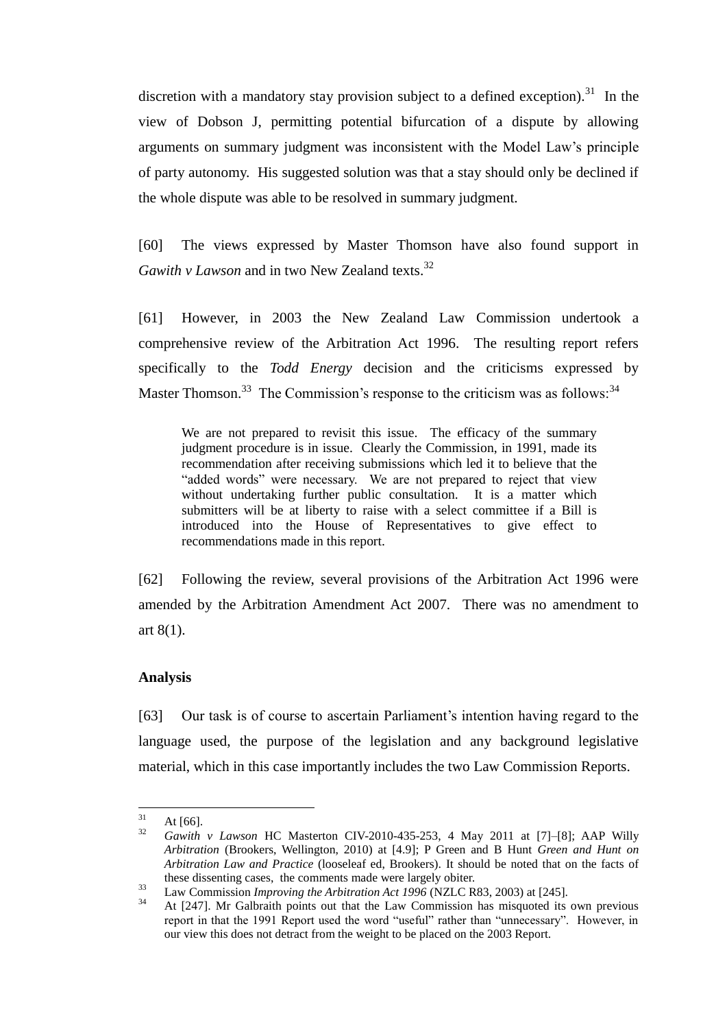discretion with a mandatory stay provision subject to a defined exception).[31] In the view of Dobson J, permitting potential bifurcation of a dispute by allowing arguments on summary judgment was inconsistent with the Model Law's principle of party autonomy. His suggested solution was that a stay should only be declined if the whole dispute was able to be resolved in summary judgment.

[60] The views expressed by Master Thomson have also found support in *Gawith v Lawson* and in two New Zealand texts.[32]

[61] However, in 2003 the New Zealand Law Commission undertook a comprehensive review of the Arbitration Act 1996. The resulting report refers specifically to the *Todd Energy* decision and the criticisms expressed by Master Thomson.[33] The Commission's response to the criticism was as follows:[34]

> We are not prepared to revisit this issue. The efficacy of the summary judgment procedure is in issue. Clearly the Commission, in 1991, made its recommendation after receiving submissions which led it to believe that the "added words" were necessary. We are not prepared to reject that view without undertaking further public consultation. It is a matter which submitters will be at liberty to raise with a select committee if a Bill is introduced into the House of Representatives to give effect to recommendations made in this report.

[62] Following the review, several provisions of the Arbitration Act 1996 were amended by the Arbitration Amendment Act 2007. There was no amendment to art 8(1).

**Analysis**

[63] Our task is of course to ascertain Parliament's intention having regard to the language used, the purpose of the legislation and any background legislative material, which in this case importantly includes the two Law Commission Reports.

---

[31] At [66].

[32] *Gawith v Lawson* HC Masterton CIV-2010-435-253, 4 May 2011 at [7]–[8]; AAP Willy *Arbitration* (Brookers, Wellington, 2010) at [4.9]; P Green and B Hunt *Green and Hunt on Arbitration Law and Practice* (looseleaf ed, Brookers). It should be noted that on the facts of these dissenting cases, the comments made were largely obiter.

[33] Law Commission *Improving the Arbitration Act 1996* (NZLC R83, 2003) at [245].

[34] At [247]. Mr Galbraith points out that the Law Commission has misquoted its own previous report in that the 1991 Report used the word "useful" rather than "unnecessary". However, in our view this does not detract from the weight to be placed on the 2003 Report.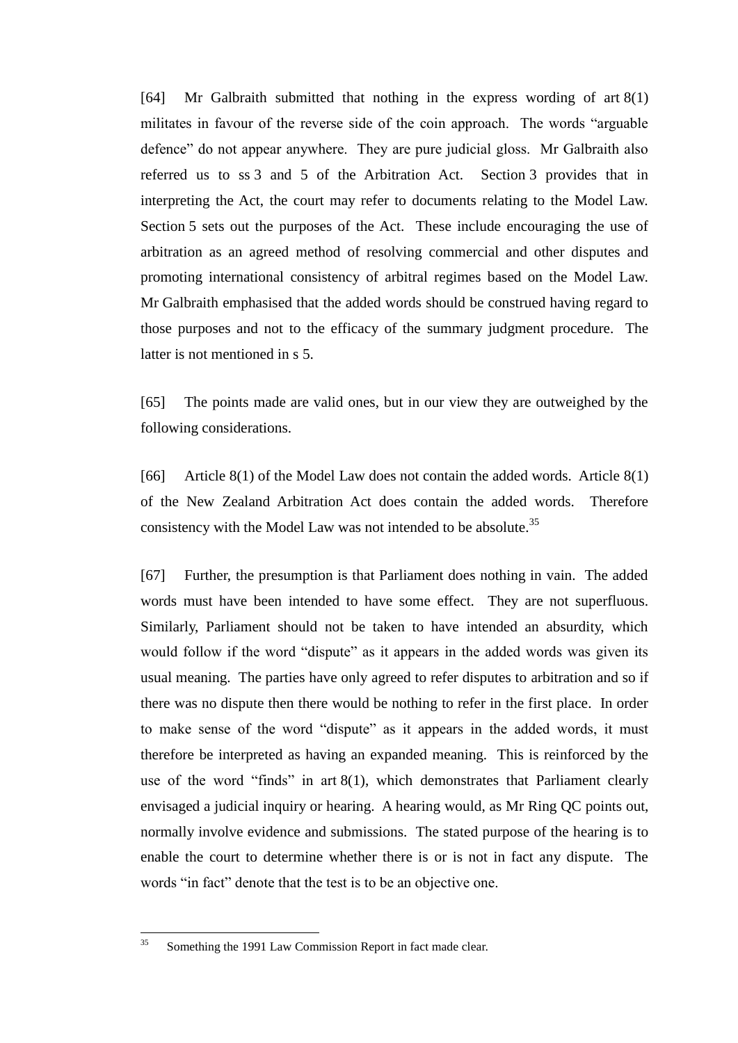[64] Mr Galbraith submitted that nothing in the express wording of art 8(1) militates in favour of the reverse side of the coin approach. The words "arguable defence" do not appear anywhere. They are pure judicial gloss. Mr Galbraith also referred us to ss 3 and 5 of the Arbitration Act. Section 3 provides that in interpreting the Act, the court may refer to documents relating to the Model Law. Section 5 sets out the purposes of the Act. These include encouraging the use of arbitration as an agreed method of resolving commercial and other disputes and promoting international consistency of arbitral regimes based on the Model Law. Mr Galbraith emphasised that the added words should be construed having regard to those purposes and not to the efficacy of the summary judgment procedure. The latter is not mentioned in s 5.

[65] The points made are valid ones, but in our view they are outweighed by the following considerations.

[66] Article 8(1) of the Model Law does not contain the added words. Article 8(1) of the New Zealand Arbitration Act does contain the added words. Therefore consistency with the Model Law was not intended to be absolute.[35]

[67] Further, the presumption is that Parliament does nothing in vain. The added words must have been intended to have some effect. They are not superfluous. Similarly, Parliament should not be taken to have intended an absurdity, which would follow if the word "dispute" as it appears in the added words was given its usual meaning. The parties have only agreed to refer disputes to arbitration and so if there was no dispute then there would be nothing to refer in the first place. In order to make sense of the word "dispute" as it appears in the added words, it must therefore be interpreted as having an expanded meaning. This is reinforced by the use of the word "finds" in art 8(1), which demonstrates that Parliament clearly envisaged a judicial inquiry or hearing. A hearing would, as Mr Ring QC points out, normally involve evidence and submissions. The stated purpose of the hearing is to enable the court to determine whether there is or is not in fact any dispute. The words "in fact" denote that the test is to be an objective one.

---

[35] Something the 1991 Law Commission Report in fact made clear.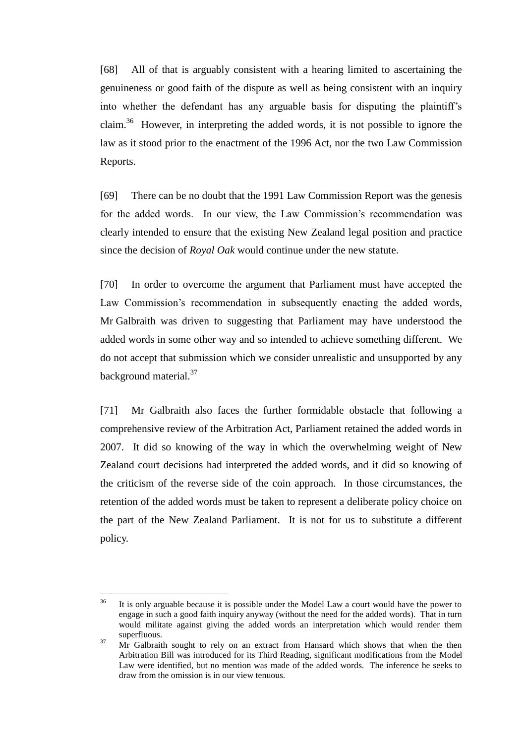[68] All of that is arguably consistent with a hearing limited to ascertaining the genuineness or good faith of the dispute as well as being consistent with an inquiry into whether the defendant has any arguable basis for disputing the plaintiff's claim.[36] However, in interpreting the added words, it is not possible to ignore the law as it stood prior to the enactment of the 1996 Act, nor the two Law Commission Reports.

[69] There can be no doubt that the 1991 Law Commission Report was the genesis for the added words. In our view, the Law Commission's recommendation was clearly intended to ensure that the existing New Zealand legal position and practice since the decision of *Royal Oak* would continue under the new statute.

[70] In order to overcome the argument that Parliament must have accepted the Law Commission's recommendation in subsequently enacting the added words, Mr Galbraith was driven to suggesting that Parliament may have understood the added words in some other way and so intended to achieve something different. We do not accept that submission which we consider unrealistic and unsupported by any background material.[37]

[71] Mr Galbraith also faces the further formidable obstacle that following a comprehensive review of the Arbitration Act, Parliament retained the added words in 2007. It did so knowing of the way in which the overwhelming weight of New Zealand court decisions had interpreted the added words, and it did so knowing of the criticism of the reverse side of the coin approach. In those circumstances, the retention of the added words must be taken to represent a deliberate policy choice on the part of the New Zealand Parliament. It is not for us to substitute a different policy.

---

[36] It is only arguable because it is possible under the Model Law a court would have the power to engage in such a good faith inquiry anyway (without the need for the added words). That in turn would militate against giving the added words an interpretation which would render them superfluous.

[37] Mr Galbraith sought to rely on an extract from Hansard which shows that when the then Arbitration Bill was introduced for its Third Reading, significant modifications from the Model Law were identified, but no mention was made of the added words. The inference he seeks to draw from the omission is in our view tenuous.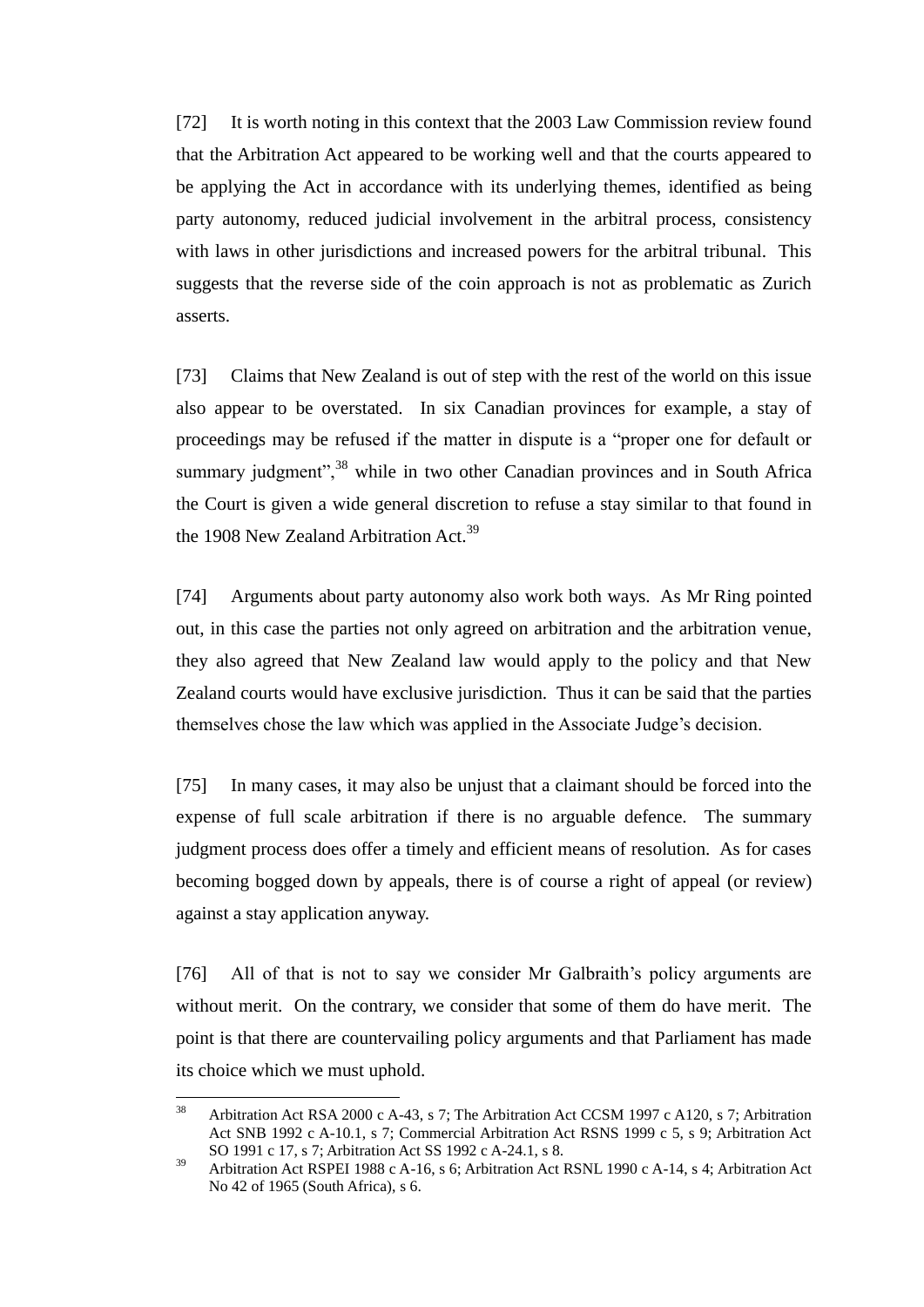[72] It is worth noting in this context that the 2003 Law Commission review found that the Arbitration Act appeared to be working well and that the courts appeared to be applying the Act in accordance with its underlying themes, identified as being party autonomy, reduced judicial involvement in the arbitral process, consistency with laws in other jurisdictions and increased powers for the arbitral tribunal. This suggests that the reverse side of the coin approach is not as problematic as Zurich asserts.

[73] Claims that New Zealand is out of step with the rest of the world on this issue also appear to be overstated. In six Canadian provinces for example, a stay of proceedings may be refused if the matter in dispute is a "proper one for default or summary judgment",[38] while in two other Canadian provinces and in South Africa the Court is given a wide general discretion to refuse a stay similar to that found in the 1908 New Zealand Arbitration Act.[39]

[74] Arguments about party autonomy also work both ways. As Mr Ring pointed out, in this case the parties not only agreed on arbitration and the arbitration venue, they also agreed that New Zealand law would apply to the policy and that New Zealand courts would have exclusive jurisdiction. Thus it can be said that the parties themselves chose the law which was applied in the Associate Judge's decision.

[75] In many cases, it may also be unjust that a claimant should be forced into the expense of full scale arbitration if there is no arguable defence. The summary judgment process does offer a timely and efficient means of resolution. As for cases becoming bogged down by appeals, there is of course a right of appeal (or review) against a stay application anyway.

[76] All of that is not to say we consider Mr Galbraith's policy arguments are without merit. On the contrary, we consider that some of them do have merit. The point is that there are countervailing policy arguments and that Parliament has made its choice which we must uphold.

---

[38] Arbitration Act RSA 2000 c A-43, s 7; The Arbitration Act CCSM 1997 c A120, s 7; Arbitration Act SNB 1992 c A-10.1, s 7; Commercial Arbitration Act RSNS 1999 c 5, s 9; Arbitration Act SO 1991 c 17, s 7; Arbitration Act SS 1992 c A-24.1, s 8.

[39] Arbitration Act RSPEI 1988 c A-16, s 6; Arbitration Act RSNL 1990 c A-14, s 4; Arbitration Act No 42 of 1965 (South Africa), s 6.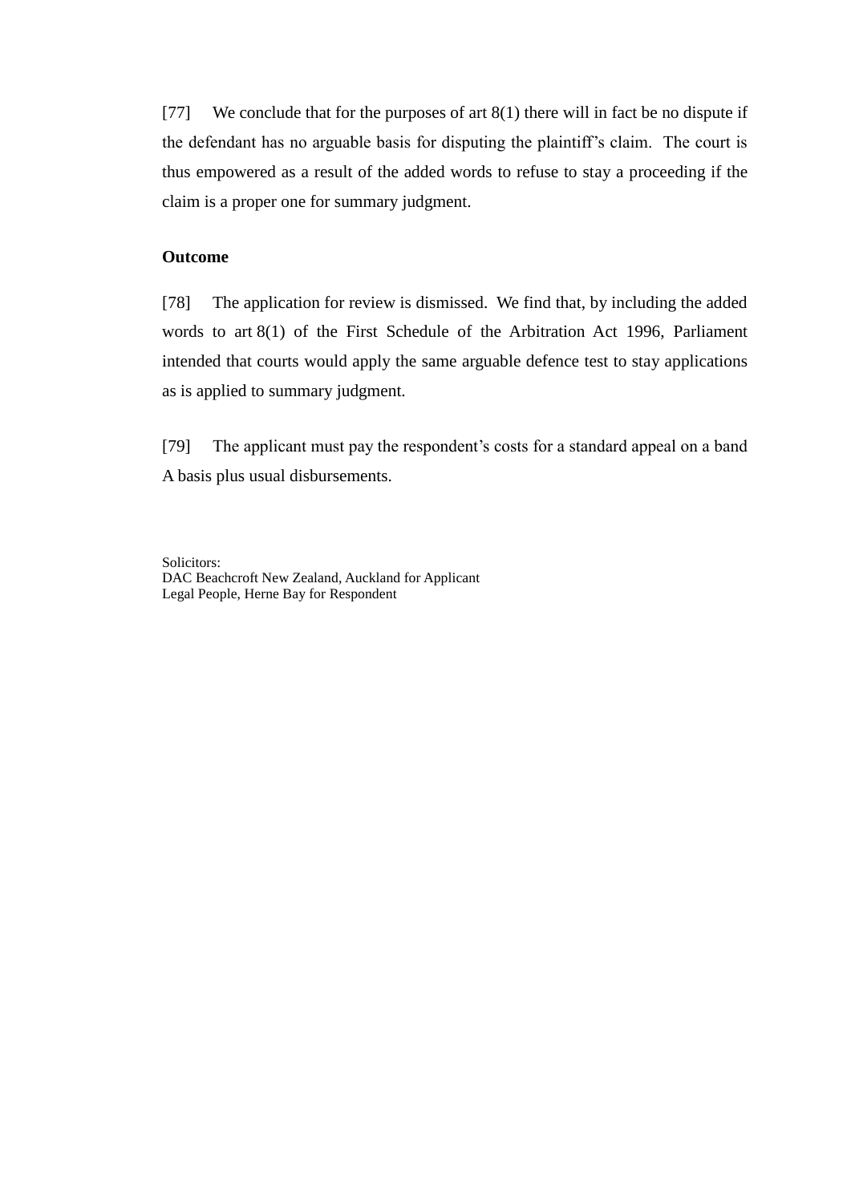[77] We conclude that for the purposes of art 8(1) there will in fact be no dispute if the defendant has no arguable basis for disputing the plaintiff's claim. The court is thus empowered as a result of the added words to refuse to stay a proceeding if the claim is a proper one for summary judgment.

**Outcome**

[78] The application for review is dismissed. We find that, by including the added words to art 8(1) of the First Schedule of the Arbitration Act 1996, Parliament intended that courts would apply the same arguable defence test to stay applications as is applied to summary judgment.

[79] The applicant must pay the respondent's costs for a standard appeal on a band A basis plus usual disbursements.

Solicitors:  
DAC Beachcroft New Zealand, Auckland for Applicant  
Legal People, Herne Bay for Respondent